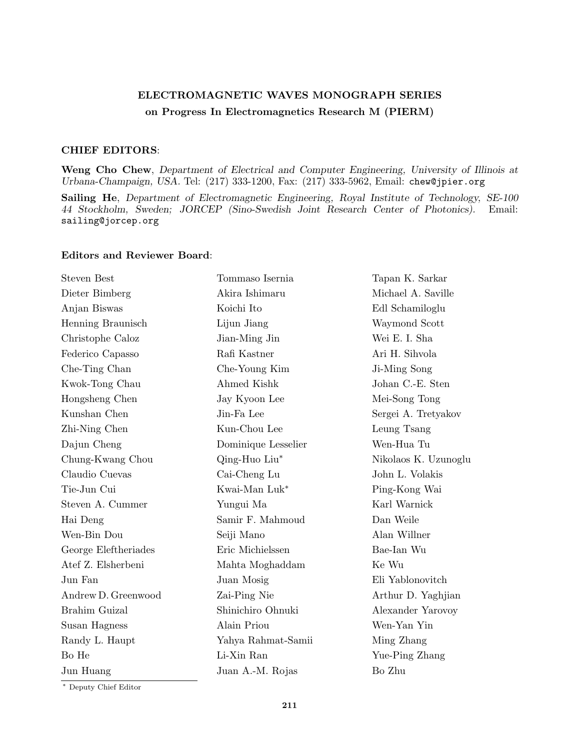## ELECTROMAGNETIC WAVES MONOGRAPH SERIES

### on Progress In Electromagnetics Research M (PIERM)

**CHIEF EDITORS**:

**Weng Cho Chew**, *Department of Electrical and Computer Engineering, University of Illinois at Urbana-Champaign, USA*. Tel: (217) 333-1200, Fax: (217) 333-5962, Email: chew@jpier.org

**Sailing He**, *Department of Electromagnetic Engineering, Royal Institute of Technology, SE-100 44 Stockholm, Sweden; JORCEP (Sino-Swedish Joint Research Center of Photonics)*. Email: sailing@jorcep.org

**Editors and Reviewer Board**:

Steven Best
Dieter Bimberg
Anjan Biswas
Henning Braunisch
Christophe Caloz
Federico Capasso
Che-Ting Chan
Kwok-Tong Chau
Hongsheng Chen
Kunshan Chen
Zhi-Ning Chen
Dajun Cheng
Chung-Kwang Chou
Claudio Cuevas
Tie-Jun Cui
Steven A. Cummer
Hai Deng
Wen-Bin Dou
George Eleftheriades
Atef Z. Elsherbeni
Jun Fan
Andrew D. Greenwood
Brahim Guizal
Susan Hagness
Randy L. Haupt
Bo He
Jun Huang
Tommaso Isernia
Akira Ishimaru
Koichi Ito
Lijun Jiang
Jian-Ming Jin
Rafi Kastner
Che-Young Kim
Ahmed Kishk
Jay Kyoon Lee
Jin-Fa Lee
Kun-Chou Lee
Dominique Lesselier
Qing-Huo Liu*
Cai-Cheng Lu
Kwai-Man Luk*
Yungui Ma
Samir F. Mahmoud
Seiji Mano
Eric Michielssen
Mahta Moghaddam
Juan Mosig
Zai-Ping Nie
Shinichiro Ohnuki
Alain Priou
Yahya Rahmat-Samii
Li-Xin Ran
Juan A.-M. Rojas
Tapan K. Sarkar
Michael A. Saville
Edl Schamiloglu
Waymond Scott
Wei E. I. Sha
Ari H. Sihvola
Ji-Ming Song
Johan C.-E. Sten
Mei-Song Tong
Sergei A. Tretyakov
Leung Tsang
Wen-Hua Tu
Nikolaos K. Uzunoglu
John L. Volakis
Ping-Kong Wai
Karl Warnick
Dan Weile
Alan Willner
Bae-Ian Wu
Ke Wu
Eli Yablonovitch
Arthur D. Yaghjian
Alexander Yarovoy
Wen-Yan Yin
Ming Zhang
Yue-Ping Zhang
Bo Zhu

* Deputy Chief Editor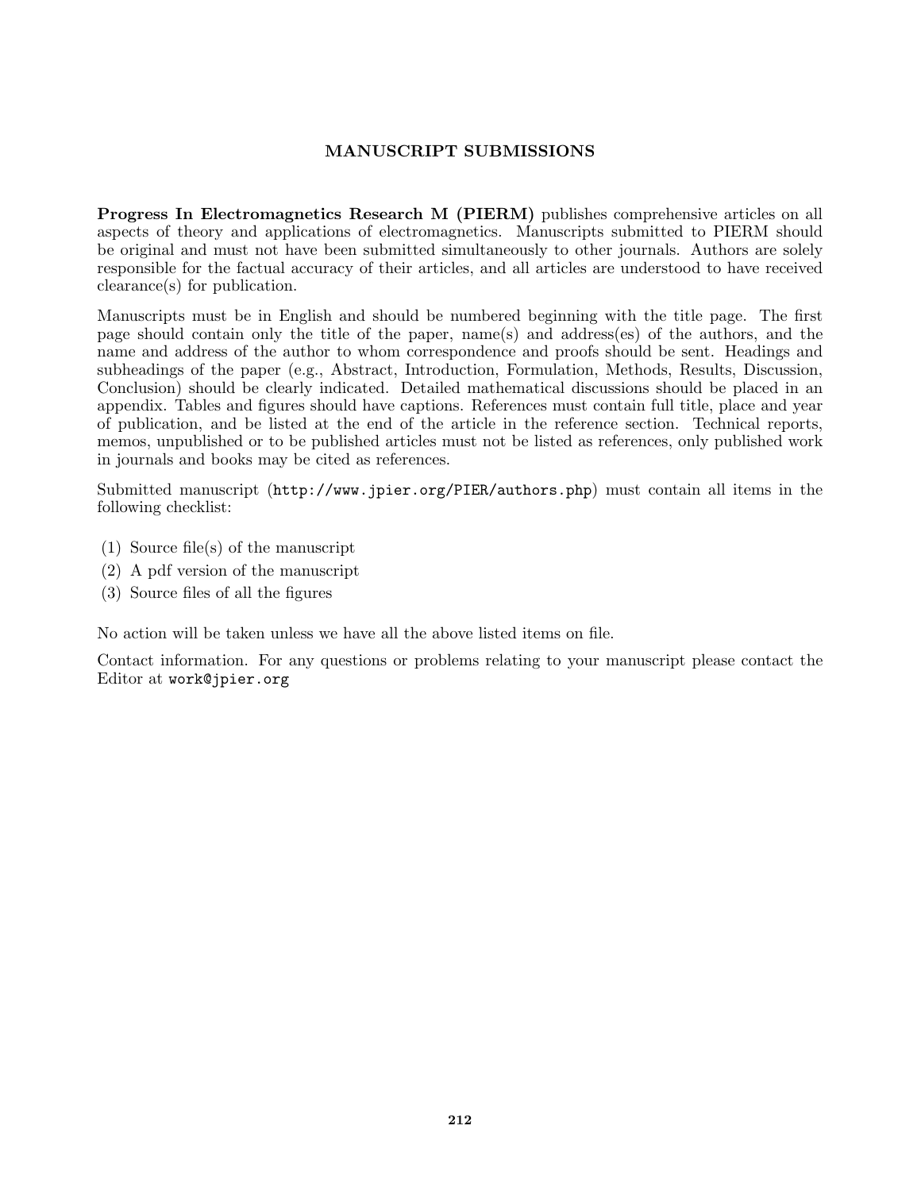## MANUSCRIPT SUBMISSIONS

**Progress In Electromagnetics Research M (PIERM)** publishes comprehensive articles on all aspects of theory and applications of electromagnetics. Manuscripts submitted to PIERM should be original and must not have been submitted simultaneously to other journals. Authors are solely responsible for the factual accuracy of their articles, and all articles are understood to have received clearance(s) for publication.

Manuscripts must be in English and should be numbered beginning with the title page. The first page should contain only the title of the paper, name(s) and address(es) of the authors, and the name and address of the author to whom correspondence and proofs should be sent. Headings and subheadings of the paper (e.g., Abstract, Introduction, Formulation, Methods, Results, Discussion, Conclusion) should be clearly indicated. Detailed mathematical discussions should be placed in an appendix. Tables and figures should have captions. References must contain full title, place and year of publication, and be listed at the end of the article in the reference section. Technical reports, memos, unpublished or to be published articles must not be listed as references, only published work in journals and books may be cited as references.

Submitted manuscript (`http://www.jpier.org/PIER/authors.php`) must contain all items in the following checklist:

(1) Source file(s) of the manuscript
(2) A pdf version of the manuscript
(3) Source files of all the figures

No action will be taken unless we have all the above listed items on file.

Contact information. For any questions or problems relating to your manuscript please contact the Editor at `work@jpier.org`